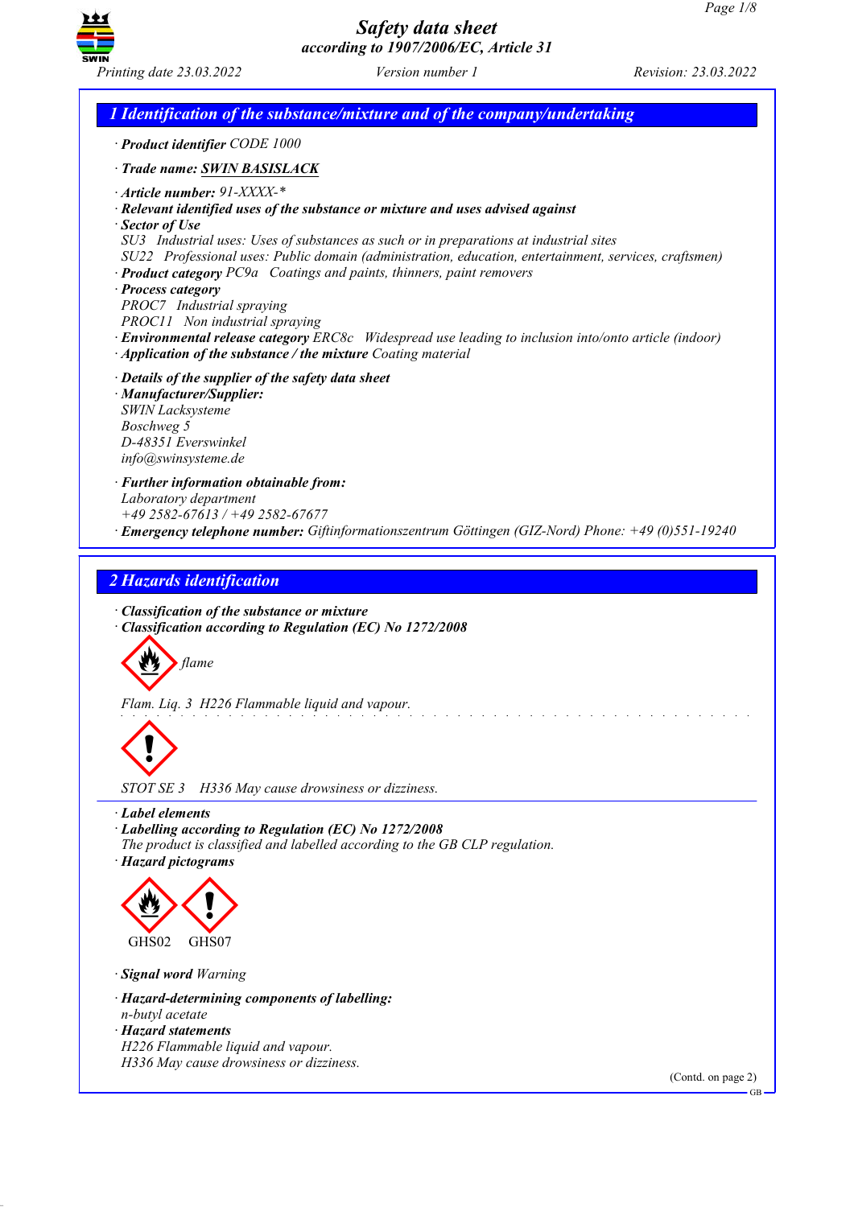# Safety data sheet
## according to 1907/2006/EC, Article 31

Printing date 23.03.2022 Version number 1 Revision: 23.03.2022

## 1 Identification of the substance/mixture and of the company/undertaking

· **Product identifier** CODE 1000

· **Trade name:** **SWIN BASISLACK**

· **Article number:** 91-XXXX-*
· **Relevant identified uses of the substance or mixture and uses advised against**
· **Sector of Use**
SU3 Industrial uses: Uses of substances as such or in preparations at industrial sites
SU22 Professional uses: Public domain (administration, education, entertainment, services, craftsmen)
· **Product category** PC9a Coatings and paints, thinners, paint removers
· **Process category**
PROC7 Industrial spraying
PROC11 Non industrial spraying
· **Environmental release category** ERC8c Widespread use leading to inclusion into/onto article (indoor)
· **Application of the substance / the mixture** Coating material

· **Details of the supplier of the safety data sheet**
· **Manufacturer/Supplier:**
SWIN Lacksysteme
Boschweg 5
D-48351 Everswinkel
info@swinsysteme.de

· **Further information obtainable from:**
Laboratory department
+49 2582-67613 / +49 2582-67677
· **Emergency telephone number:** Giftinformationszentrum Göttingen (GIZ-Nord) Phone: +49 (0)551-19240

## 2 Hazards identification

· **Classification of the substance or mixture**
· **Classification according to Regulation (EC) No 1272/2008**

flame

Flam. Liq. 3 H226 Flammable liquid and vapour.

STOT SE 3 H336 May cause drowsiness or dizziness.

· **Label elements**
· **Labelling according to Regulation (EC) No 1272/2008**
The product is classified and labelled according to the GB CLP regulation.
· **Hazard pictograms**

GHS02 GHS07

· **Signal word** Warning

· **Hazard-determining components of labelling:**
n-butyl acetate
· **Hazard statements**
H226 Flammable liquid and vapour.
H336 May cause drowsiness or dizziness.

(Contd. on page 2)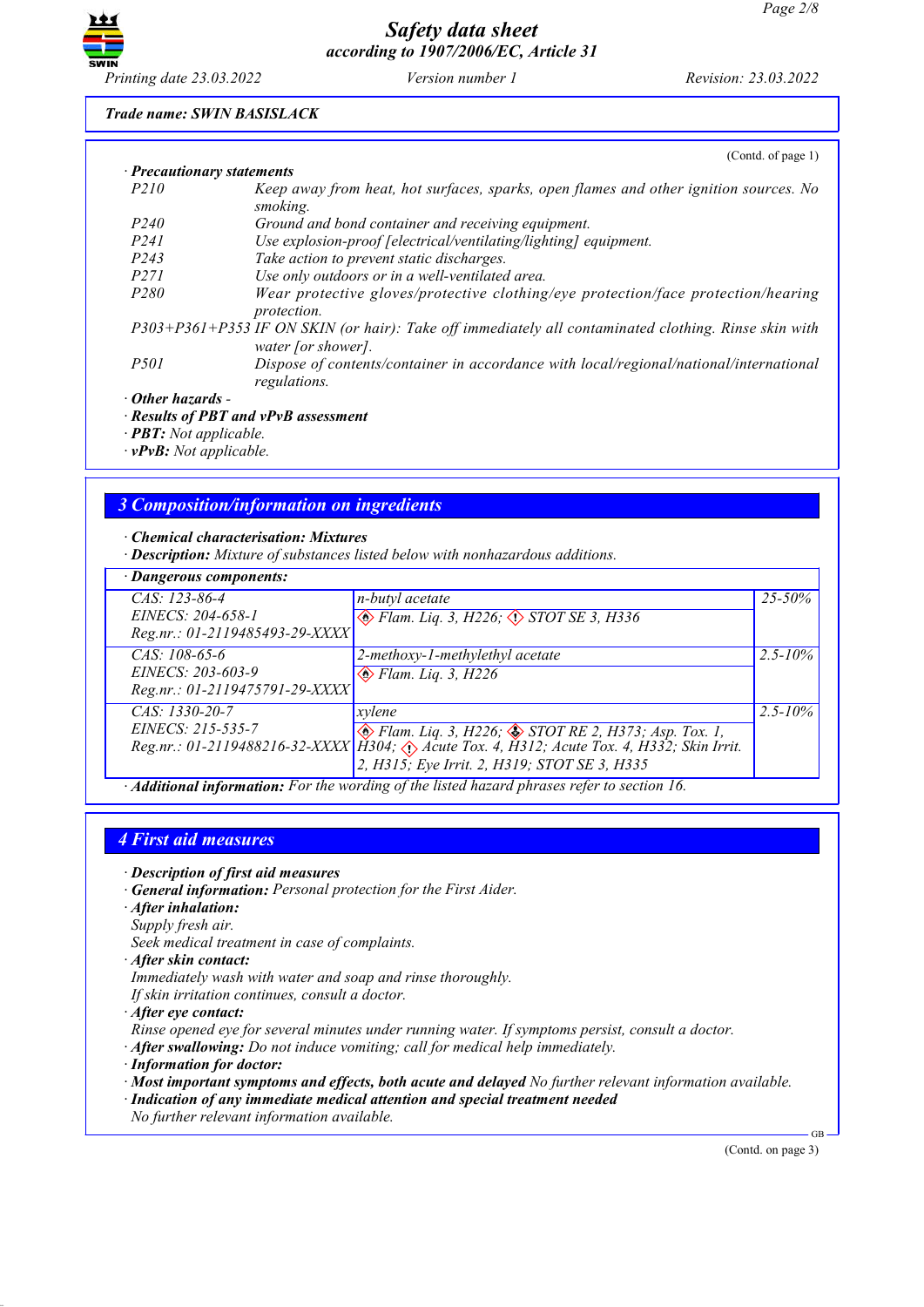*Trade name: SWIN BASISLACK*

(Contd. of page 1)

· **Precautionary statements**

| | |
|---|---|
| P210 | Keep away from heat, hot surfaces, sparks, open flames and other ignition sources. No smoking. |
| P240 | Ground and bond container and receiving equipment. |
| P241 | Use explosion-proof [electrical/ventilating/lighting] equipment. |
| P243 | Take action to prevent static discharges. |
| P271 | Use only outdoors or in a well-ventilated area. |
| P280 | Wear protective gloves/protective clothing/eye protection/face protection/hearing protection. |
| P303+P361+P353 | IF ON SKIN (or hair): Take off immediately all contaminated clothing. Rinse skin with water [or shower]. |
| P501 | Dispose of contents/container in accordance with local/regional/national/international regulations. |

· **Other hazards** -

· **Results of PBT and vPvB assessment**

· **PBT:** Not applicable.

· **vPvB:** Not applicable.

## 3 Composition/information on ingredients

· **Chemical characterisation: Mixtures**

· **Description:** Mixture of substances listed below with nonhazardous additions.

· **Dangerous components:**

| Identifiers | Name / Classification | % |
|---|---|---|
| CAS: 123-86-4<br>EINECS: 204-658-1<br>Reg.nr.: 01-2119485493-29-XXXX | n-butyl acetate<br>Flam. Liq. 3, H226; STOT SE 3, H336 | 25-50% |
| CAS: 108-65-6<br>EINECS: 203-603-9<br>Reg.nr.: 01-2119475791-29-XXXX | 2-methoxy-1-methylethyl acetate<br>Flam. Liq. 3, H226 | 2.5-10% |
| CAS: 1330-20-7<br>EINECS: 215-535-7<br>Reg.nr.: 01-2119488216-32-XXXX | xylene<br>Flam. Liq. 3, H226; STOT RE 2, H373; Asp. Tox. 1, H304; Acute Tox. 4, H312; Acute Tox. 4, H332; Skin Irrit. 2, H315; Eye Irrit. 2, H319; STOT SE 3, H335 | 2.5-10% |

· **Additional information:** For the wording of the listed hazard phrases refer to section 16.

## 4 First aid measures

· **Description of first aid measures**

· **General information:** Personal protection for the First Aider.

· **After inhalation:**
Supply fresh air.
Seek medical treatment in case of complaints.

· **After skin contact:**
Immediately wash with water and soap and rinse thoroughly.
If skin irritation continues, consult a doctor.

· **After eye contact:**
Rinse opened eye for several minutes under running water. If symptoms persist, consult a doctor.

· **After swallowing:** Do not induce vomiting; call for medical help immediately.

· **Information for doctor:**

· **Most important symptoms and effects, both acute and delayed** No further relevant information available.

· **Indication of any immediate medical attention and special treatment needed**
No further relevant information available.

(Contd. on page 3)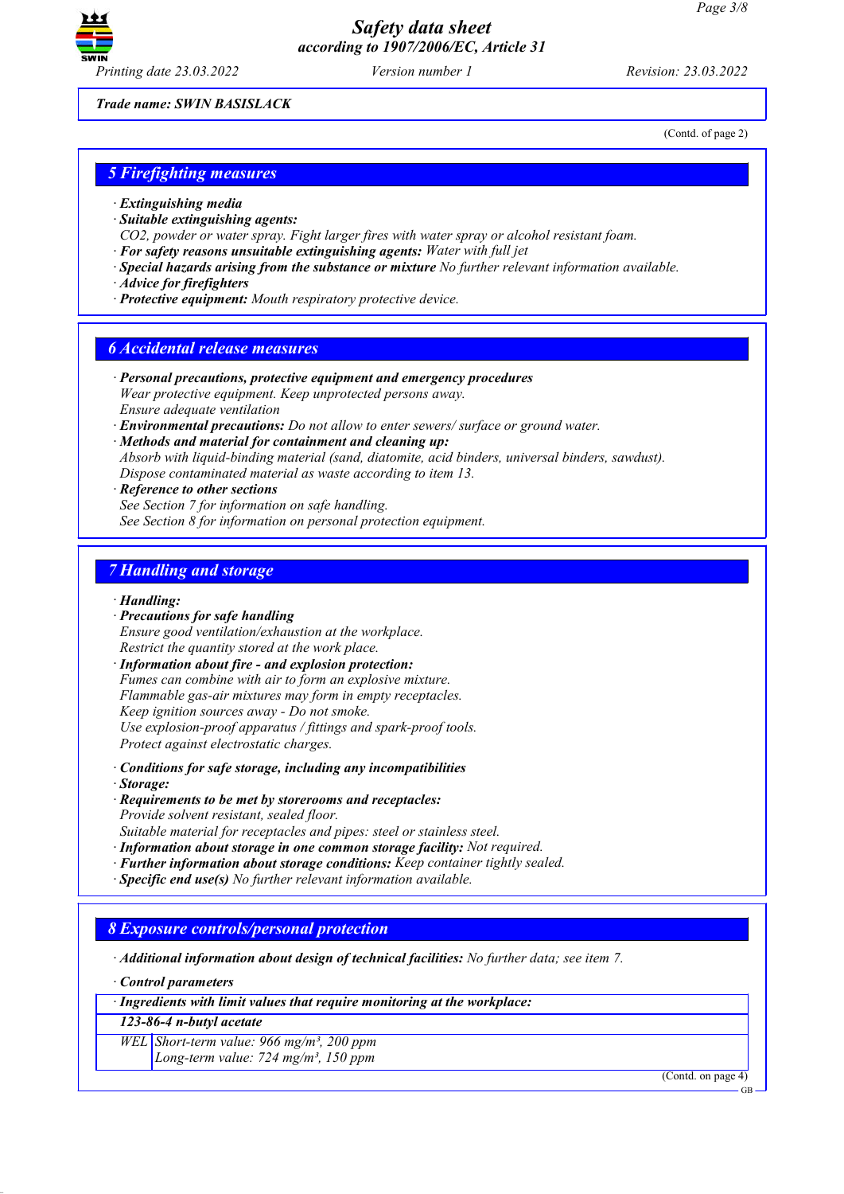*Trade name: SWIN BASISLACK*

(Contd. of page 2)

## 5 Firefighting measures

- **Extinguishing media**
- **Suitable extinguishing agents:**
  CO2, powder or water spray. Fight larger fires with water spray or alcohol resistant foam.
- **For safety reasons unsuitable extinguishing agents:** Water with full jet
- **Special hazards arising from the substance or mixture** No further relevant information available.
- **Advice for firefighters**
- **Protective equipment:** Mouth respiratory protective device.

## 6 Accidental release measures

- **Personal precautions, protective equipment and emergency procedures**
  Wear protective equipment. Keep unprotected persons away.
  Ensure adequate ventilation
- **Environmental precautions:** Do not allow to enter sewers/ surface or ground water.
- **Methods and material for containment and cleaning up:**
  Absorb with liquid-binding material (sand, diatomite, acid binders, universal binders, sawdust).
  Dispose contaminated material as waste according to item 13.
- **Reference to other sections**
  See Section 7 for information on safe handling.
  See Section 8 for information on personal protection equipment.

## 7 Handling and storage

- **Handling:**
- **Precautions for safe handling**
  Ensure good ventilation/exhaustion at the workplace.
  Restrict the quantity stored at the work place.
- **Information about fire - and explosion protection:**
  Fumes can combine with air to form an explosive mixture.
  Flammable gas-air mixtures may form in empty receptacles.
  Keep ignition sources away - Do not smoke.
  Use explosion-proof apparatus / fittings and spark-proof tools.
  Protect against electrostatic charges.

- **Conditions for safe storage, including any incompatibilities**
- **Storage:**
- **Requirements to be met by storerooms and receptacles:**
  Provide solvent resistant, sealed floor.
  Suitable material for receptacles and pipes: steel or stainless steel.
- **Information about storage in one common storage facility:** Not required.
- **Further information about storage conditions:** Keep container tightly sealed.
- **Specific end use(s)** No further relevant information available.

## 8 Exposure controls/personal protection

- **Additional information about design of technical facilities:** No further data; see item 7.

- **Control parameters**

| · Ingredients with limit values that require monitoring at the workplace: | |
|---|---|
| **123-86-4 n-butyl acetate** | |
| WEL | Short-term value: 966 mg/m³, 200 ppm<br>Long-term value: 724 mg/m³, 150 ppm |

(Contd. on page 4)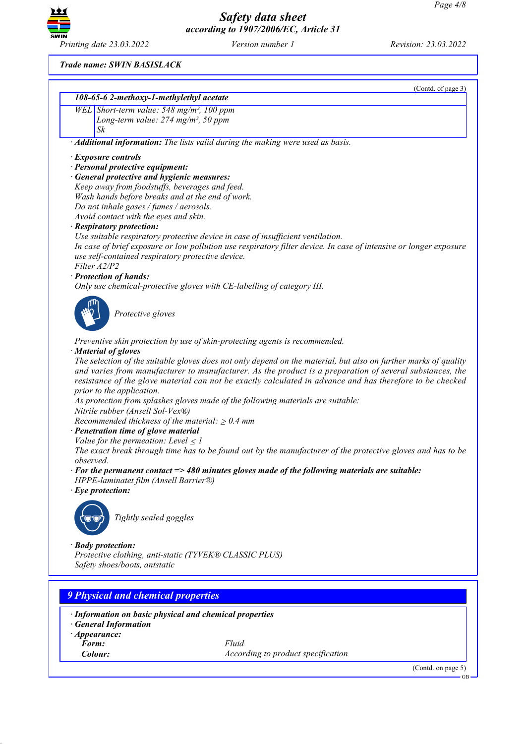**Trade name: SWIN BASISLACK**

(Contd. of page 3)

| 108-65-6 2-methoxy-1-methylethyl acetate | |
|---|---|
| WEL | Short-term value: 548 mg/m³, 100 ppm<br>Long-term value: 274 mg/m³, 50 ppm<br>Sk |

· **Additional information:** The lists valid during the making were used as basis.

· **Exposure controls**
· **Personal protective equipment:**
· **General protective and hygienic measures:**
Keep away from foodstuffs, beverages and feed.
Wash hands before breaks and at the end of work.
Do not inhale gases / fumes / aerosols.
Avoid contact with the eyes and skin.
· **Respiratory protection:**
Use suitable respiratory protective device in case of insufficient ventilation.
In case of brief exposure or low pollution use respiratory filter device. In case of intensive or longer exposure use self-contained respiratory protective device.
Filter A2/P2
· **Protection of hands:**
Only use chemical-protective gloves with CE-labelling of category III.

Protective gloves

Preventive skin protection by use of skin-protecting agents is recommended.
· **Material of gloves**
The selection of the suitable gloves does not only depend on the material, but also on further marks of quality and varies from manufacturer to manufacturer. As the product is a preparation of several substances, the resistance of the glove material can not be exactly calculated in advance and has therefore to be checked prior to the application.
As protection from splashes gloves made of the following materials are suitable:
Nitrile rubber (Ansell Sol-Vex®)
Recommended thickness of the material: ≥ 0.4 mm
· **Penetration time of glove material**
Value for the permeation: Level ≤ 1
The exact break through time has to be found out by the manufacturer of the protective gloves and has to be observed.
· **For the permanent contact => 480 minutes gloves made of the following materials are suitable:**
HPPE-laminatet film (Ansell Barrier®)
· **Eye protection:**

Tightly sealed goggles

· **Body protection:**
Protective clothing, anti-static (TYVEK® CLASSIC PLUS)
Safety shoes/boots, antstatic

## 9 Physical and chemical properties

· **Information on basic physical and chemical properties**
· **General Information**
· **Appearance:**

| | |
|---|---|
| **Form:** | Fluid |
| **Colour:** | According to product specification |

(Contd. on page 5)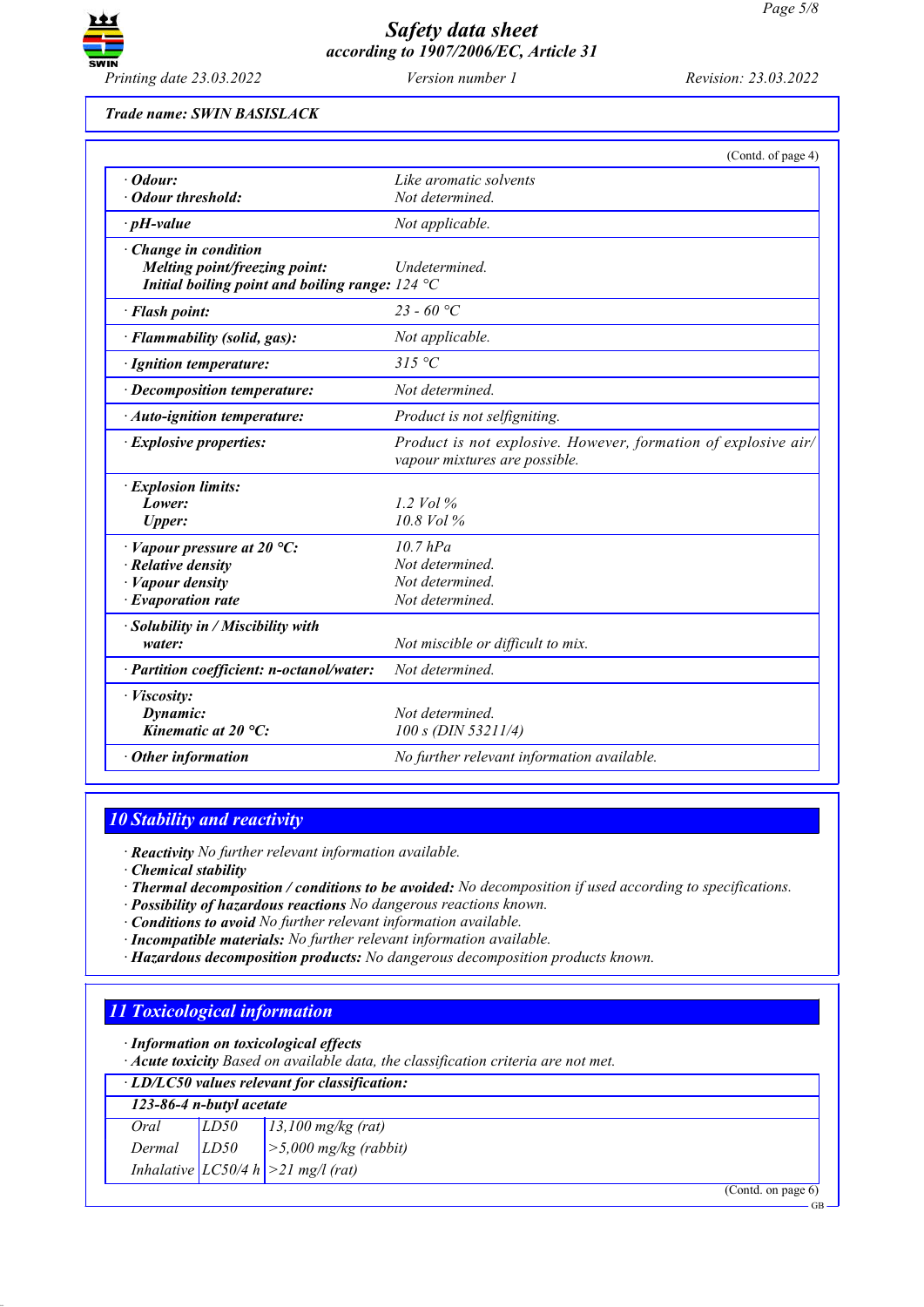Trade name: SWIN BASISLACK

(Contd. of page 4)

| | |
|---|---|
| · **Odour:** | Like aromatic solvents |
| · **Odour threshold:** | Not determined. |
| · **pH-value** | Not applicable. |
| · **Change in condition** | |
| **Melting point/freezing point:** | Undetermined. |
| **Initial boiling point and boiling range:** | 124 °C |
| · **Flash point:** | 23 - 60 °C |
| · **Flammability (solid, gas):** | Not applicable. |
| · **Ignition temperature:** | 315 °C |
| · **Decomposition temperature:** | Not determined. |
| · **Auto-ignition temperature:** | Product is not selfigniting. |
| · **Explosive properties:** | Product is not explosive. However, formation of explosive air/vapour mixtures are possible. |
| · **Explosion limits:** | |
| **Lower:** | 1.2 Vol % |
| **Upper:** | 10.8 Vol % |
| · **Vapour pressure at 20 °C:** | 10.7 hPa |
| · **Relative density** | Not determined. |
| · **Vapour density** | Not determined. |
| · **Evaporation rate** | Not determined. |
| · **Solubility in / Miscibility with water:** | Not miscible or difficult to mix. |
| · **Partition coefficient: n-octanol/water:** | Not determined. |
| · **Viscosity:** | |
| **Dynamic:** | Not determined. |
| **Kinematic at 20 °C:** | 100 s (DIN 53211/4) |
| · **Other information** | No further relevant information available. |

## 10 Stability and reactivity

· **Reactivity** No further relevant information available.
· **Chemical stability**
· **Thermal decomposition / conditions to be avoided:** No decomposition if used according to specifications.
· **Possibility of hazardous reactions** No dangerous reactions known.
· **Conditions to avoid** No further relevant information available.
· **Incompatible materials:** No further relevant information available.
· **Hazardous decomposition products:** No dangerous decomposition products known.

## 11 Toxicological information

· **Information on toxicological effects**
· **Acute toxicity** Based on available data, the classification criteria are not met.

| · LD/LC50 values relevant for classification: | | |
|---|---|---|
| **123-86-4 n-butyl acetate** | | |
| Oral | LD50 | 13,100 mg/kg (rat) |
| Dermal | LD50 | >5,000 mg/kg (rabbit) |
| Inhalative | LC50/4 h | >21 mg/l (rat) |

(Contd. on page 6)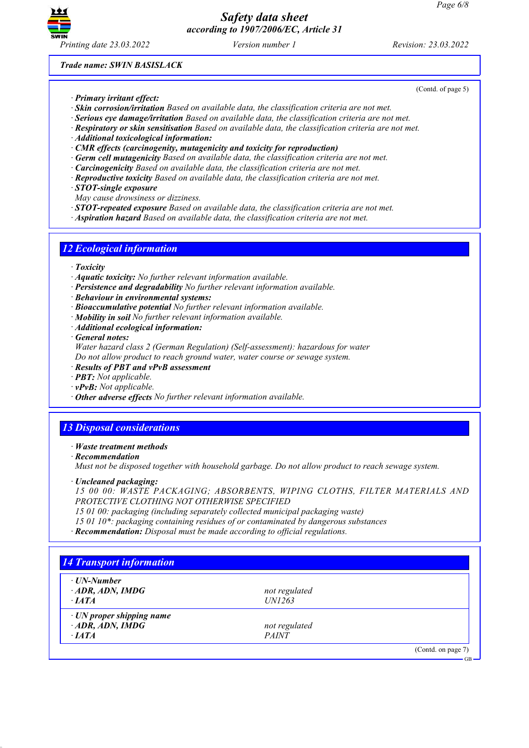*Trade name: SWIN BASISLACK*

(Contd. of page 5)

· **Primary irritant effect:**
· **Skin corrosion/irritation** Based on available data, the classification criteria are not met.
· **Serious eye damage/irritation** Based on available data, the classification criteria are not met.
· **Respiratory or skin sensitisation** Based on available data, the classification criteria are not met.
· **Additional toxicological information:**
· **CMR effects (carcinogenity, mutagenicity and toxicity for reproduction)**
· **Germ cell mutagenicity** Based on available data, the classification criteria are not met.
· **Carcinogenicity** Based on available data, the classification criteria are not met.
· **Reproductive toxicity** Based on available data, the classification criteria are not met.
· **STOT-single exposure**
May cause drowsiness or dizziness.
· **STOT-repeated exposure** Based on available data, the classification criteria are not met.
· **Aspiration hazard** Based on available data, the classification criteria are not met.

## 12 Ecological information

· **Toxicity**
· **Aquatic toxicity:** No further relevant information available.
· **Persistence and degradability** No further relevant information available.
· **Behaviour in environmental systems:**
· **Bioaccumulative potential** No further relevant information available.
· **Mobility in soil** No further relevant information available.
· **Additional ecological information:**
· **General notes:**
Water hazard class 2 (German Regulation) (Self-assessment): hazardous for water
Do not allow product to reach ground water, water course or sewage system.
· **Results of PBT and vPvB assessment**
· **PBT:** Not applicable.
· **vPvB:** Not applicable.
· **Other adverse effects** No further relevant information available.

## 13 Disposal considerations

· **Waste treatment methods**
· **Recommendation**
Must not be disposed together with household garbage. Do not allow product to reach sewage system.

· **Uncleaned packaging:**
15 00 00: WASTE PACKAGING; ABSORBENTS, WIPING CLOTHS, FILTER MATERIALS AND PROTECTIVE CLOTHING NOT OTHERWISE SPECIFIED
15 01 00: packaging (including separately collected municipal packaging waste)
15 01 10*: packaging containing residues of or contaminated by dangerous substances
· **Recommendation:** Disposal must be made according to official regulations.

## 14 Transport information

| | |
|---|---|
| · **UN-Number** | |
| · **ADR, ADN, IMDG** | not regulated |
| · **IATA** | UN1263 |
| · **UN proper shipping name** | |
| · **ADR, ADN, IMDG** | not regulated |
| · **IATA** | PAINT |

(Contd. on page 7)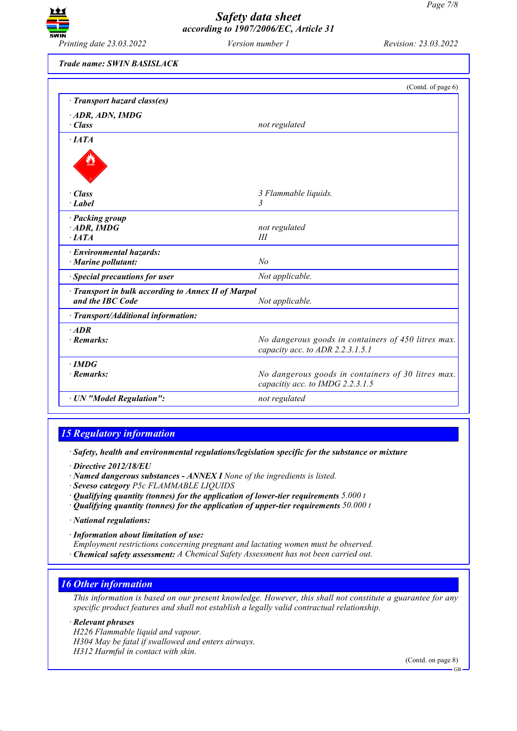Trade name: SWIN BASISLACK

(Contd. of page 6)

| | |
|---|---|
| · **Transport hazard class(es)** | |
| · **ADR, ADN, IMDG** | |
| · **Class** | not regulated |
| · **IATA** | |
| · **Class** | 3 Flammable liquids. |
| · **Label** | 3 |
| · **Packing group** | |
| · **ADR, IMDG** | not regulated |
| · **IATA** | III |
| · **Environmental hazards:** | |
| · **Marine pollutant:** | No |
| · **Special precautions for user** | Not applicable. |
| · **Transport in bulk according to Annex II of Marpol and the IBC Code** | Not applicable. |
| · **Transport/Additional information:** | |
| · **ADR** | |
| · **Remarks:** | No dangerous goods in containers of 450 litres max. capacity acc. to ADR 2.2.3.1.5.1 |
| · **IMDG** | |
| · **Remarks:** | No dangerous goods in containers of 30 litres max. capacitiy acc. to IMDG 2.2.3.1.5 |
| · **UN "Model Regulation":** | not regulated |

## 15 Regulatory information

· **Safety, health and environmental regulations/legislation specific for the substance or mixture**

· **Directive 2012/18/EU**
· **Named dangerous substances - ANNEX I** None of the ingredients is listed.
· **Seveso category** P5c FLAMMABLE LIQUIDS
· **Qualifying quantity (tonnes) for the application of lower-tier requirements** 5.000 t
· **Qualifying quantity (tonnes) for the application of upper-tier requirements** 50.000 t

· **National regulations:**

· **Information about limitation of use:**
Employment restrictions concerning pregnant and lactating women must be observed.
· **Chemical safety assessment:** A Chemical Safety Assessment has not been carried out.

## 16 Other information

This information is based on our present knowledge. However, this shall not constitute a guarantee for any specific product features and shall not establish a legally valid contractual relationship.

· **Relevant phrases**
H226 Flammable liquid and vapour.
H304 May be fatal if swallowed and enters airways.
H312 Harmful in contact with skin.

(Contd. on page 8)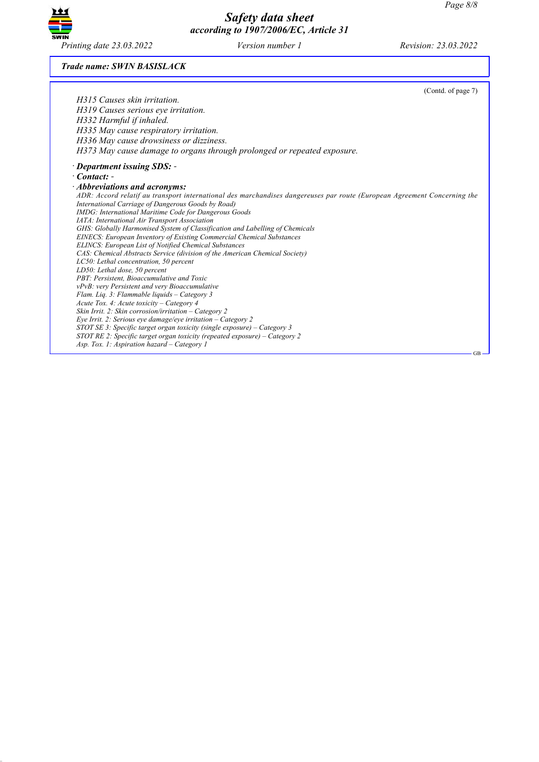(Contd. of page 7)

H315 Causes skin irritation.
H319 Causes serious eye irritation.
H332 Harmful if inhaled.
H335 May cause respiratory irritation.
H336 May cause drowsiness or dizziness.
H373 May cause damage to organs through prolonged or repeated exposure.

· **Department issuing SDS:** -

· **Contact:** -

· **Abbreviations and acronyms:**

ADR: Accord relatif au transport international des marchandises dangereuses par route (European Agreement Concerning the International Carriage of Dangerous Goods by Road)
IMDG: International Maritime Code for Dangerous Goods
IATA: International Air Transport Association
GHS: Globally Harmonised System of Classification and Labelling of Chemicals
EINECS: European Inventory of Existing Commercial Chemical Substances
ELINCS: European List of Notified Chemical Substances
CAS: Chemical Abstracts Service (division of the American Chemical Society)
LC50: Lethal concentration, 50 percent
LD50: Lethal dose, 50 percent
PBT: Persistent, Bioaccumulative and Toxic
vPvB: very Persistent and very Bioaccumulative
Flam. Liq. 3: Flammable liquids – Category 3
Acute Tox. 4: Acute toxicity – Category 4
Skin Irrit. 2: Skin corrosion/irritation – Category 2
Eye Irrit. 2: Serious eye damage/eye irritation – Category 2
STOT SE 3: Specific target organ toxicity (single exposure) – Category 3
STOT RE 2: Specific target organ toxicity (repeated exposure) – Category 2
Asp. Tox. 1: Aspiration hazard – Category 1

GB